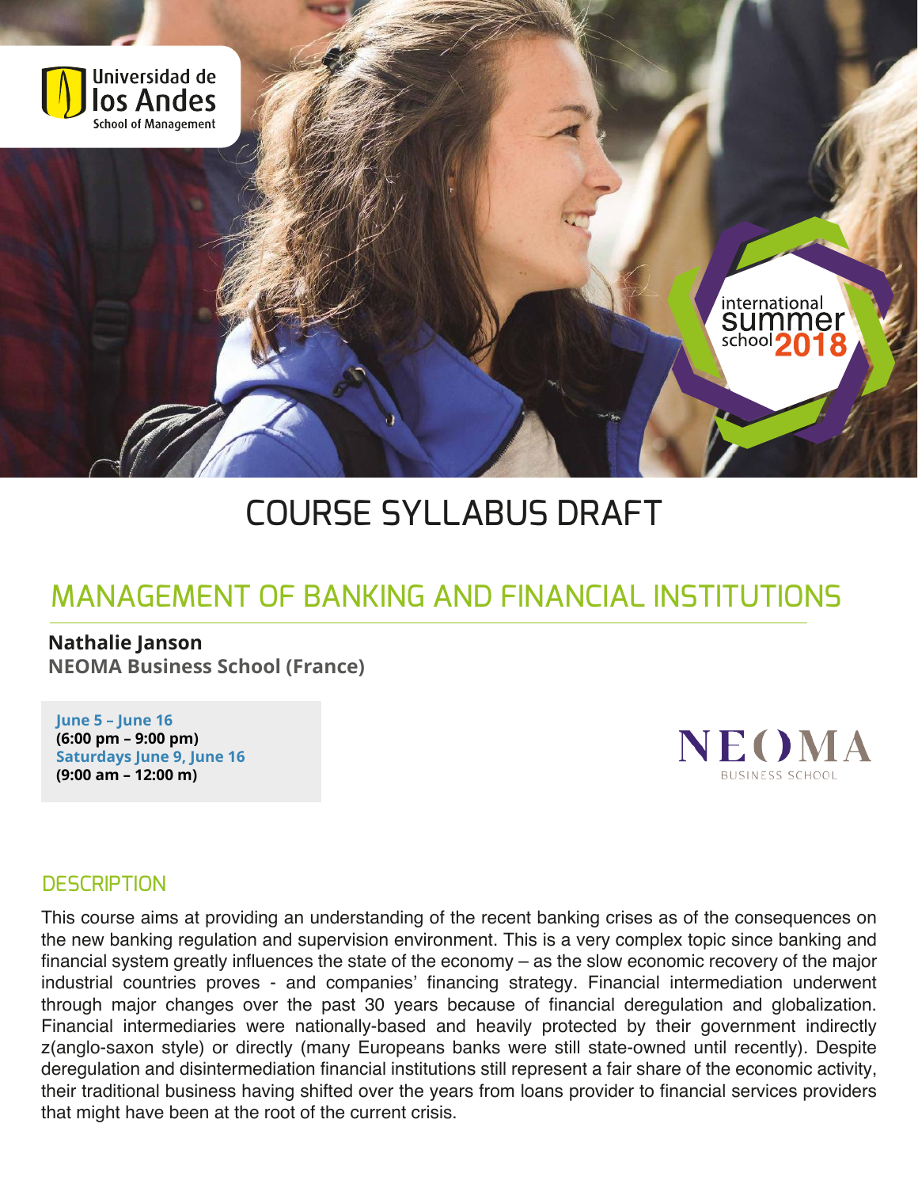# COURSE SYLLABUS DRAFT

## MANAGEMENT OF BANKING AND FINANCIAL INSTITUTIONS

**Nathalie Janson**
**NEOMA Business School (France)**

**June 5 – June 16**
**(6:00 pm – 9:00 pm)**
**Saturdays June 9, June 16**
**(9:00 am – 12:00 m)**

### DESCRIPTION

This course aims at providing an understanding of the recent banking crises as of the consequences on the new banking regulation and supervision environment. This is a very complex topic since banking and financial system greatly influences the state of the economy – as the slow economic recovery of the major industrial countries proves - and companies' financing strategy. Financial intermediation underwent through major changes over the past 30 years because of financial deregulation and globalization. Financial intermediaries were nationally-based and heavily protected by their government indirectly z(anglo-saxon style) or directly (many Europeans banks were still state-owned until recently). Despite deregulation and disintermediation financial institutions still represent a fair share of the economic activity, their traditional business having shifted over the years from loans provider to financial services providers that might have been at the root of the current crisis.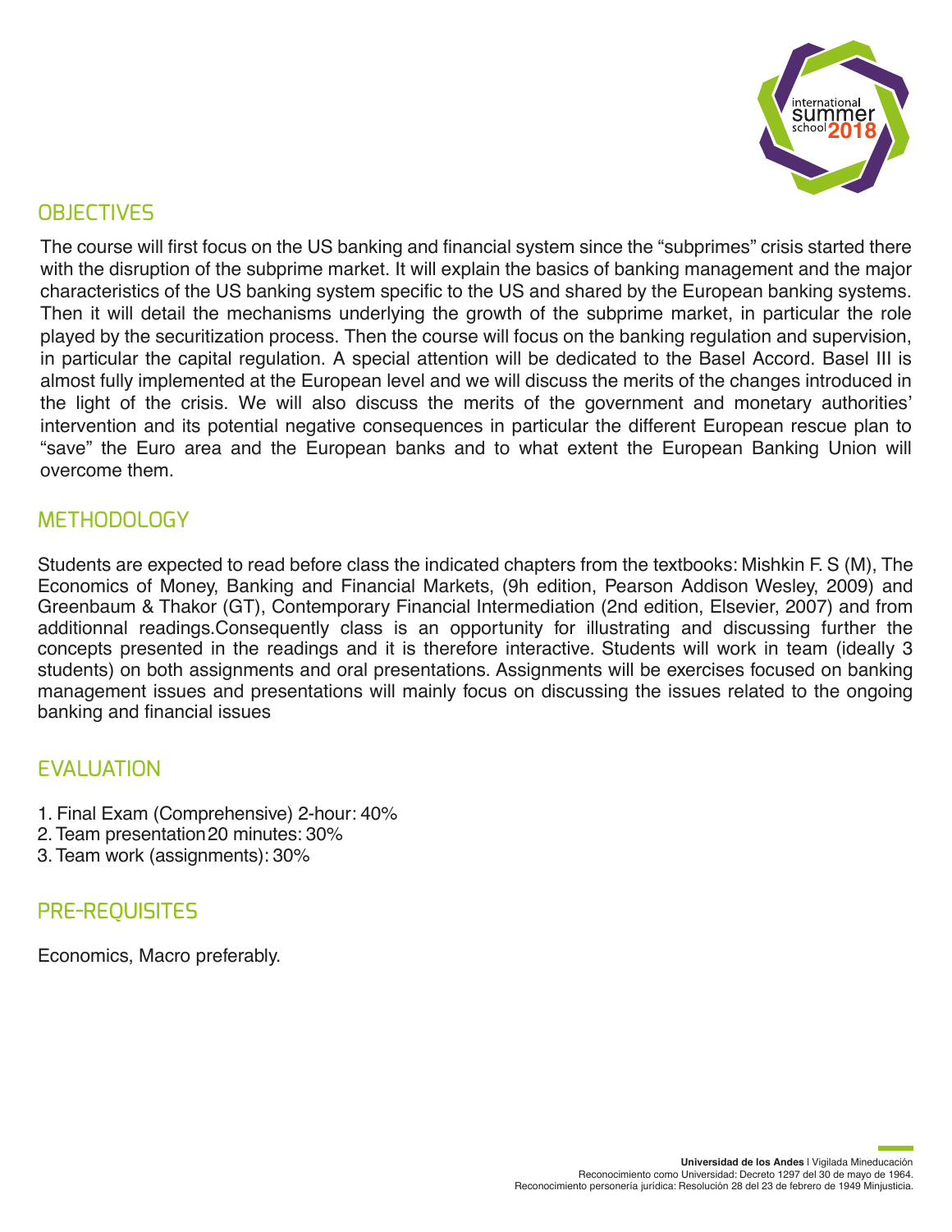## OBJECTIVES

The course will first focus on the US banking and financial system since the "subprimes" crisis started there with the disruption of the subprime market. It will explain the basics of banking management and the major characteristics of the US banking system specific to the US and shared by the European banking systems. Then it will detail the mechanisms underlying the growth of the subprime market, in particular the role played by the securitization process. Then the course will focus on the banking regulation and supervision, in particular the capital regulation. A special attention will be dedicated to the Basel Accord. Basel III is almost fully implemented at the European level and we will discuss the merits of the changes introduced in the light of the crisis. We will also discuss the merits of the government and monetary authorities' intervention and its potential negative consequences in particular the different European rescue plan to "save" the Euro area and the European banks and to what extent the European Banking Union will overcome them.

## METHODOLOGY

Students are expected to read before class the indicated chapters from the textbooks: Mishkin F. S (M), The Economics of Money, Banking and Financial Markets, (9h edition, Pearson Addison Wesley, 2009) and Greenbaum & Thakor (GT), Contemporary Financial Intermediation (2nd edition, Elsevier, 2007) and from additionnal readings.Consequently class is an opportunity for illustrating and discussing further the concepts presented in the readings and it is therefore interactive. Students will work in team (ideally 3 students) on both assignments and oral presentations. Assignments will be exercises focused on banking management issues and presentations will mainly focus on discussing the issues related to the ongoing banking and financial issues

## EVALUATION

1. Final Exam (Comprehensive) 2-hour: 40%
2. Team presentation 20 minutes: 30%
3. Team work (assignments): 30%

## PRE-REQUISITES

Economics, Macro preferably.